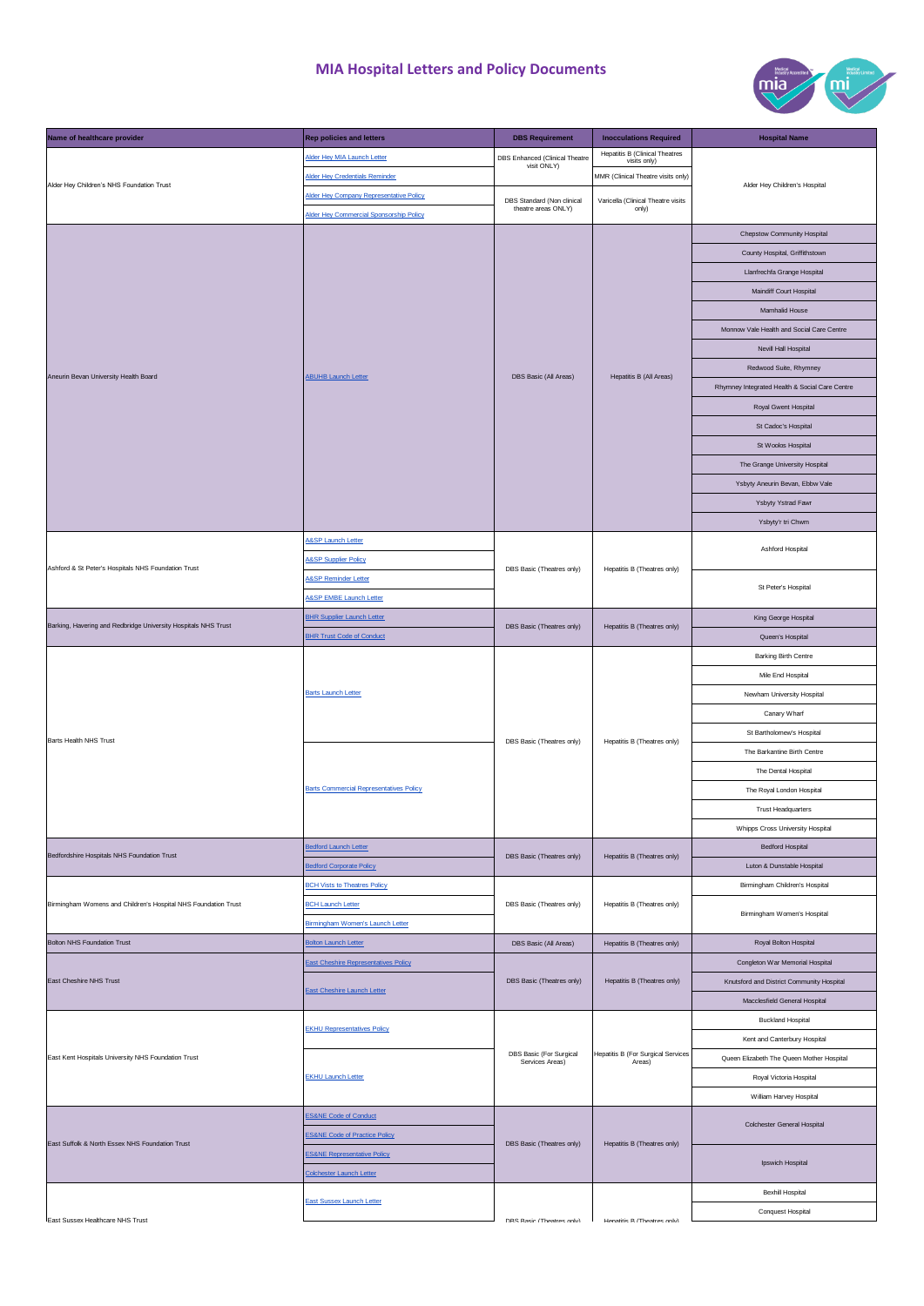# MIA Hospital Letters and Policy Documents

| Name of healthcare provider | Rep policies and letters | DBS Requirement | Inocculations Required | Hospital Name |
|---|---|---|---|---|
| Alder Hey Children's NHS Foundation Trust | Alder Hey MIA Launch Letter | DBS Enhanced (Clinical Theatre visit ONLY) | Hepatitis B (Clinical Theatres visits only) | Alder Hey Children's Hospital |
| | Alder Hey Credentials Reminder | | MMR (Clinical Theatre visits only) | |
| | Alder Hey Company Representative Policy | DBS Standard (Non clinical theatre areas ONLY) | Varicella (Clinical Theatre visits only) | |
| | Alder Hey Commercial Sponsorship Policy | | | |
| Aneurin Bevan University Health Board | ABUHB Launch Letter | DBS Basic (All Areas) | Hepatitis B (All Areas) | Chepstow Community Hospital |
| | | | | County Hospital, Griffithstown |
| | | | | Llanfrechfa Grange Hospital |
| | | | | Maindiff Court Hospital |
| | | | | Mamhalid House |
| | | | | Monnow Vale Health and Social Care Centre |
| | | | | Nevill Hall Hospital |
| | | | | Redwood Suite, Rhymney |
| | | | | Rhymney Integrated Health & Social Care Centre |
| | | | | Royal Gwent Hospital |
| | | | | St Cadoc's Hospital |
| | | | | St Woolos Hospital |
| | | | | The Grange University Hospital |
| | | | | Ysbyty Aneurin Bevan, Ebbw Vale |
| | | | | Ysbyty Ystrad Fawr |
| | | | | Ysbyty'r tri Chwm |
| Ashford & St Peter's Hospitals NHS Foundation Trust | A&SP Launch Letter | DBS Basic (Theatres only) | Hepatitis B (Theatres only) | Ashford Hospital |
| | A&SP Supplier Policy | | | |
| | A&SP Reminder Letter | | | St Peter's Hospital |
| | A&SP EMBE Launch Letter | | | |
| Barking, Havering and Redbridge University Hospitals NHS Trust | BHR Supplier Launch Letter | DBS Basic (Theatres only) | Hepatitis B (Theatres only) | King George Hospital |
| | BHR Trust Code of Conduct | | | Queen's Hospital |
| Barts Health NHS Trust | Barts Launch Letter | DBS Basic (Theatres only) | Hepatitis B (Theatres only) | Barking Birth Centre |
| | | | | Mile End Hospital |
| | | | | Newham University Hospital |
| | | | | Canary Wharf |
| | | | | St Bartholomew's Hospital |
| | Barts Commercial Representatives Policy | | | The Barkantine Birth Centre |
| | | | | The Dental Hospital |
| | | | | The Royal London Hospital |
| | | | | Trust Headquarters |
| | | | | Whipps Cross University Hospital |
| Bedfordshire Hospitals NHS Foundation Trust | Bedford Launch Letter | DBS Basic (Theatres only) | Hepatitis B (Theatres only) | Bedford Hospital |
| | Bedford Corporate Policy | | | Luton & Dunstable Hospital |
| Birmingham Womens and Children's Hospital NHS Foundation Trust | BCH Visits to Theatres Policy | DBS Basic (Theatres only) | Hepatitis B (Theatres only) | Birmingham Children's Hospital |
| | BCH Launch Letter | | | Birmingham Women's Hospital |
| | Birmingham Women's Launch Letter | | | |
| Bolton NHS Foundation Trust | Bolton Launch Letter | DBS Basic (All Areas) | Hepatitis B (Theatres only) | Royal Bolton Hospital |
| East Cheshire NHS Trust | East Cheshire Representatives Policy | DBS Basic (Theatres only) | Hepatitis B (Theatres only) | Congleton War Memorial Hospital |
| | East Cheshire Launch Letter | | | Knutsford and District Community Hospital |
| | | | | Macclesfield General Hospital |
| East Kent Hospitals University NHS Foundation Trust | EKHU Representatives Policy | DBS Basic (For Surgical Services Areas) | Hepatitis B (For Surgical Services Areas) | Buckland Hospital |
| | | | | Kent and Canterbury Hospital |
| | EKHU Launch Letter | | | Queen Elizabeth The Queen Mother Hospital |
| | | | | Royal Victoria Hospital |
| | | | | William Harvey Hospital |
| East Suffolk & North Essex NHS Foundation Trust | ES&NE Code of Conduct | DBS Basic (Theatres only) | Hepatitis B (Theatres only) | Colchester General Hospital |
| | ES&NE Code of Practice Policy | | | |
| | ES&NE Representative Policy | | | Ipswich Hospital |
| | Colchester Launch Letter | | | |
| East Sussex Healthcare NHS Trust | East Sussex Launch Letter | DBS Basic (Theatres only) | Hepatitis B (Theatres only) | Bexhill Hospital |
| | | | | Conquest Hospital |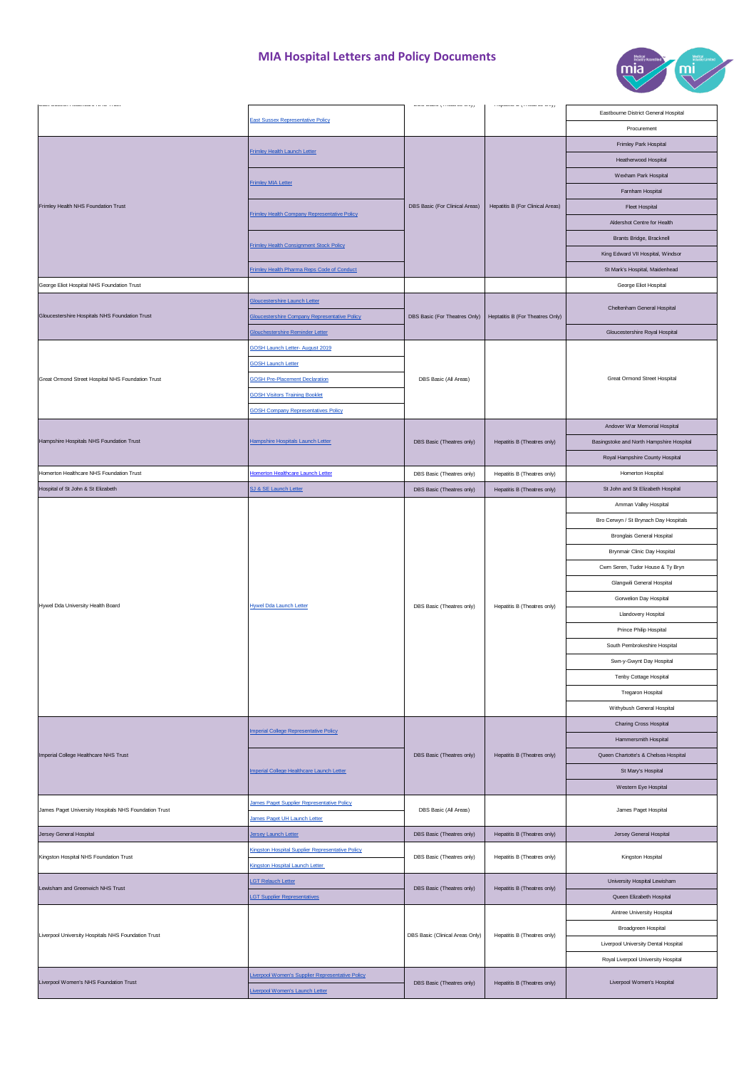# MIA Hospital Letters and Policy Documents

| | | | | |
|---|---|---|---|---|
| East Sussex Healthcare NHS Trust | East Sussex Representative Policy | DBS Basic (Theatres only) | Hepatitis B (Theatres only) | Eastbourne District General Hospital |
| | | | | Procurement |
| Frimley Health NHS Foundation Trust | Frimley Health Launch Letter | DBS Basic (For Clinical Areas) | Hepatitis B (For Clinical Areas) | Frimley Park Hospital |
| | | | | Heatherwood Hospital |
| | Frimley MIA Letter | | | Wexham Park Hospital |
| | | | | Farnham Hospital |
| | Frimley Health Company Representative Policy | | | Fleet Hospital |
| | | | | Aldershot Centre for Health |
| | Frimley Health Consignment Stock Policy | | | Brants Bridge, Bracknell |
| | | | | King Edward VII Hospital, Windsor |
| | Frimley Health Pharma Reps Code of Conduct | | | St Mark's Hospital, Maidenhead |
| George Eliot Hospital NHS Foundation Trust | | | | George Eliot Hospital |
| Gloucestershire Hospitals NHS Foundation Trust | Gloucestershire Launch Letter | DBS Basic (For Theatres Only) | Hepatitis B (For Theatres Only) | Cheltenham General Hospital |
| | Gloucestershire Company Representative Policy | | | |
| | Glouchestershire Reminder Letter | | | Gloucestershire Royal Hospital |
| Great Ormond Street Hospital NHS Foundation Trust | GOSH Launch Letter- August 2019 | DBS Basic (All Areas) | | Great Ormond Street Hospital |
| | GOSH Launch Letter | | | |
| | GOSH Pre-Placement Declaration | | | |
| | GOSH Visitors Training Booklet | | | |
| | GOSH Company Representatives Policy | | | |
| Hampshire Hospitals NHS Foundation Trust | Hampshire Hospitals Launch Letter | DBS Basic (Theatres only) | Hepatitis B (Theatres only) | Andover War Memorial Hospital |
| | | | | Basingstoke and North Hampshire Hospital |
| | | | | Royal Hampshire County Hospital |
| Homerton Healthcare NHS Foundation Trust | Homerton Healthcare Launch Letter | DBS Basic (Theatres only) | Hepatitis B (Theatres only) | Homerton Hospital |
| Hospital of St John & St Elizabeth | SJ & SE Launch Letter | DBS Basic (Theatres only) | Hepatitis B (Theatres only) | St John and St Elizabeth Hospital |
| Hywel Dda University Health Board | Hywel Dda Launch Letter | DBS Basic (Theatres only) | Hepatitis B (Theatres only) | Amman Valley Hospital |
| | | | | Bro Cerwyn / St Brynach Day Hospitals |
| | | | | Bronglais General Hospital |
| | | | | Brynmair Clinic Day Hospital |
| | | | | Cwm Seren, Tudor House & Ty Bryn |
| | | | | Glangwili General Hospital |
| | | | | Gorwelion Day Hospital |
| | | | | Llandovery Hospital |
| | | | | Prince Philip Hospital |
| | | | | South Pembrokeshire Hospital |
| | | | | Swn-y-Gwynt Day Hospital |
| | | | | Tenby Cottage Hospital |
| | | | | Tregaron Hospital |
| | | | | Withybush General Hospital |
| Imperial College Healthcare NHS Trust | Imperial College Representative Policy | DBS Basic (Theatres only) | Hepatitis B (Theatres only) | Charing Cross Hospital |
| | | | | Hammersmith Hospital |
| | Imperial College Healthcare Launch Letter | | | Queen Charlotte's & Chelsea Hospital |
| | | | | St Mary's Hospital |
| | | | | Western Eye Hospital |
| James Paget University Hospitals NHS Foundation Trust | James Paget Supplier Representative Policy | DBS Basic (All Areas) | | James Paget Hospital |
| | James Paget UH Launch Letter | | | |
| Jersey General Hospital | Jersey Launch Letter | DBS Basic (Theatres only) | Hepatitis B (Theatres only) | Jersey General Hospital |
| Kingston Hospital NHS Foundation Trust | Kingston Hospital Supplier Representative Policy | DBS Basic (Theatres only) | Hepatitis B (Theatres only) | Kingston Hospital |
| | Kingston Hospital Launch Letter | | | |
| Lewisham and Greenwich NHS Trust | LGT Relauch Letter | DBS Basic (Theatres only) | Hepatitis B (Theatres only) | University Hospital Lewisham |
| | LGT Supplier Representatives | | | Queen Elizabeth Hospital |
| Liverpool University Hospitals NHS Foundation Trust | | DBS Basic (Clinical Areas Only) | Hepatitis B (Theatres only) | Aintree University Hospital |
| | | | | Broadgreen Hospital |
| | | | | Liverpool University Dental Hospital |
| | | | | Royal Liverpool University Hospital |
| Liverpool Women's NHS Foundation Trust | Liverpool Women's Supplier Representative Policy | DBS Basic (Theatres only) | Hepatitis B (Theatres only) | Liverpool Women's Hospital |
| | Liverpool Women's Launch Letter | | | |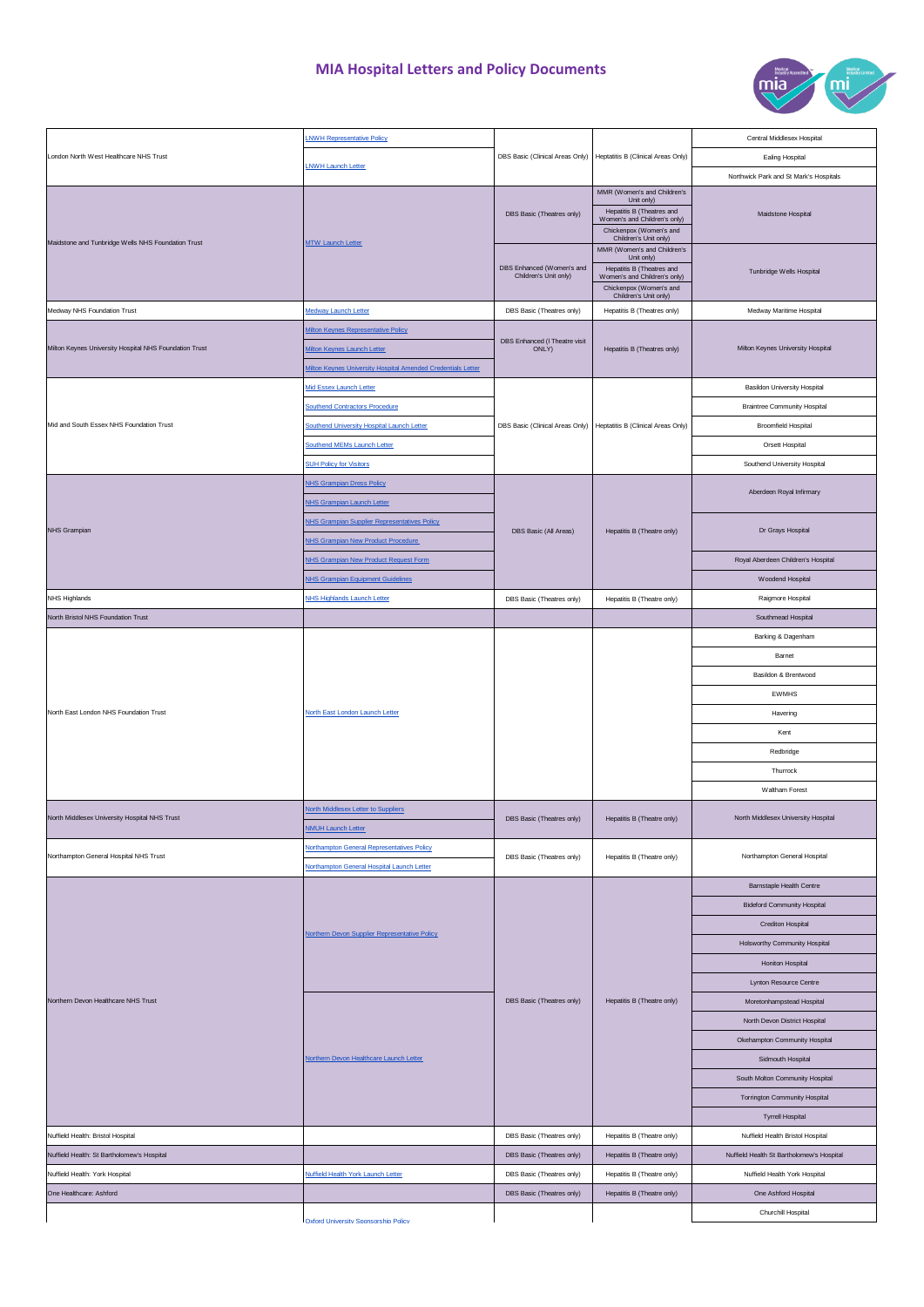# MIA Hospital Letters and Policy Documents

| | | | | |
|---|---|---|---|---|
| London North West Healthcare NHS Trust | LNWH Representative Policy<br>LNWH Launch Letter | DBS Basic (Clinical Areas Only) | Heptatitis B (Clinical Areas Only) | Central Middlesex Hospital<br>Ealing Hospital<br>Northwick Park and St Mark's Hospitals |
| Maidstone and Tunbridge Wells NHS Foundation Trust | MTW Launch Letter | DBS Basic (Theatres only) | MMR (Women's and Children's Unit only)<br>Hepatitis B (Theatres and Women's and Children's only)<br>Chickenpox (Women's and Children's Unit only) | Maidstone Hospital |
| | | DBS Enhanced (Women's and Children's Unit only) | MMR (Women's and Children's Unit only)<br>Hepatitis B (Theatres and Women's and Children's only)<br>Chickenpox (Women's and Children's Unit only) | Tunbridge Wells Hospital |
| Medway NHS Foundation Trust | Medway Launch Letter | DBS Basic (Theatres only) | Hepatitis B (Theatres only) | Medway Maritime Hospital |
| Milton Keynes University Hospital NHS Foundation Trust | Milton Keynes Representative Policy<br>Milton Keynes Launch Letter<br>Milton Keynes University Hospital Amended Credentials Letter | DBS Enhanced (I Theatre visit ONLY) | Hepatitis B (Theatres only) | Milton Keynes University Hospital |
| Mid and South Essex NHS Foundation Trust | Mid Essex Launch Letter<br>Southend Contractors Procedure<br>Southend University Hospital Launch Letter<br>Southend MEMs Launch Letter<br>SUH Policy for Visitors | DBS Basic (Clinical Areas Only) | Heptatitis B (Clinical Areas Only) | Basildon University Hospital<br>Braintree Community Hospital<br>Broomfield Hospital<br>Orsett Hospital<br>Southend University Hospital |
| NHS Grampian | NHS Grampian Dress Policy<br>NHS Grampian Launch Letter<br>NHS Grampian Supplier Representatives Policy<br>NHS Grampian New Product Procedure<br>NHS Grampian New Product Request Form<br>NHS Grampian Equipment Guidelines | DBS Basic (All Areas) | Hepatitis B (Theatre only) | Aberdeen Royal Infirmary<br>Dr Grays Hospital<br>Royal Aberdeen Children's Hospital<br>Woodend Hospital |
| NHS Highlands | NHS Highlands Launch Letter | DBS Basic (Theatres only) | Hepatitis B (Theatre only) | Raigmore Hospital |
| North Bristol NHS Foundation Trust | | | | Southmead Hospital |
| North East London NHS Foundation Trust | North East London Launch Letter | | | Barking & Dagenham<br>Barnet<br>Basildon & Brentwood<br>EWMHS<br>Havering<br>Kent<br>Redbridge<br>Thurrock<br>Waltham Forest |
| North Middlesex University Hospital NHS Trust | North Middlesex Letter to Suppliers<br>NMUH Launch Letter | DBS Basic (Theatres only) | Hepatitis B (Theatre only) | North Middlesex University Hospital |
| Northampton General Hospital NHS Trust | Northampton General Representatives Policy<br>Northampton General Hospital Launch Letter | DBS Basic (Theatres only) | Hepatitis B (Theatre only) | Northampton General Hospital |
| Northern Devon Healthcare NHS Trust | Northern Devon Supplier Representative Policy<br>Northern Devon Healthcare Launch Letter | DBS Basic (Theatres only) | Hepatitis B (Theatre only) | Barnstaple Health Centre<br>Bideford Community Hospital<br>Crediton Hospital<br>Holsworthy Community Hospital<br>Honiton Hospital<br>Lynton Resource Centre<br>Moretonhampstead Hospital<br>North Devon District Hospital<br>Okehampton Community Hospital<br>Sidmouth Hospital<br>South Molton Community Hospital<br>Torrington Community Hospital<br>Tyrrell Hospital |
| Nuffield Health: Bristol Hospital | | DBS Basic (Theatres only) | Hepatitis B (Theatre only) | Nuffield Health Bristol Hospital |
| Nuffield Health: St Bartholomew's Hospital | | DBS Basic (Theatres only) | Hepatitis B (Theatre only) | Nuffield Health St Bartholomew's Hospital |
| Nuffield Health: York Hospital | Nuffield Health York Launch Letter | DBS Basic (Theatres only) | Hepatitis B (Theatre only) | Nuffield Health York Hospital |
| One Healthcare: Ashford | | DBS Basic (Theatres only) | Hepatitis B (Theatre only) | One Ashford Hospital |
| | Oxford University Sponsorship Policy | | | Churchill Hospital |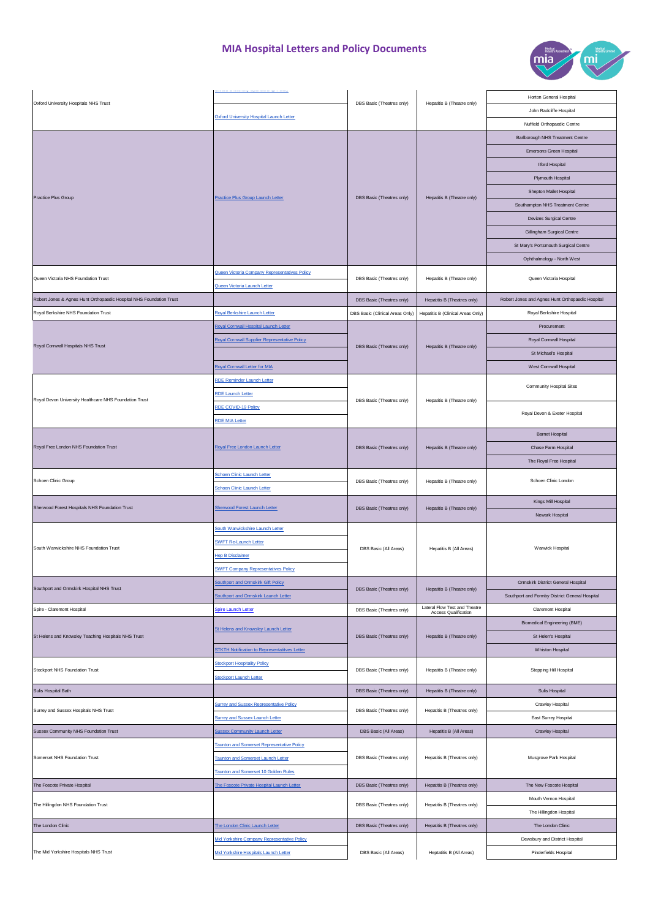# MIA Hospital Letters and Policy Documents

| Trust | Documents | DBS | Hepatitis B | Hospitals |
| --- | --- | --- | --- | --- |
| Oxford University Hospitals NHS Trust | Oxford University Hospital Launch Letter | DBS Basic (Theatres only) | Hepatitis B (Theatre only) | Horton General Hospital<br>John Radcliffe Hospital<br>Nuffield Orthopaedic Centre |
| Practice Plus Group | Practice Plus Group Launch Letter | DBS Basic (Theatres only) | Hepatitis B (Theatre only) | Barlborough NHS Treatment Centre<br>Emersons Green Hospital<br>Ilford Hospital<br>Plymouth Hospital<br>Shepton Mallet Hospital<br>Southampton NHS Treatment Centre<br>Devizes Surgical Centre<br>Gillingham Surgical Centre<br>St Mary's Portsmouth Surgical Centre<br>Ophthalmology - North West |
| Queen Victoria NHS Foundation Trust | Queen Victoria Company Representatives Policy<br>Queen Victoria Launch Letter | DBS Basic (Theatres only) | Hepatitis B (Theatre only) | Queen Victoria Hospital |
| Robert Jones & Agnes Hunt Orthopaedic Hospital NHS Foundation Trust | | DBS Basic (Theatres only) | Hepatitis B (Theatres only) | Robert Jones and Agnes Hunt Orthopaedic Hospital |
| Royal Berkshire NHS Foundation Trust | Royal Berkshire Launch Letter | DBS Basic (Clinical Areas Only) | Hepatitis B (Clinical Areas Only) | Royal Berkshire Hospital |
| Royal Cornwall Hospitals NHS Trust | Royal Cornwall Hospital Launch Letter<br>Royal Cornwall Supplier Representative Policy<br>Royal Cornwall Letter for MIA | DBS Basic (Theatres only) | Hepatitis B (Theatre only) | Procurement<br>Royal Cornwall Hospital<br>St Michael's Hospital<br>West Cornwall Hospital |
| Royal Devon University Healthcare NHS Foundation Trust | RDE Reminder Launch Letter<br>RDE Launch Letter<br>RDE COVID-19 Policy<br>RDE MIA Letter | DBS Basic (Theatres only) | Hepatitis B (Theatre only) | Community Hospital Sites<br>Royal Devon & Exeter Hospital |
| Royal Free London NHS Foundation Trust | Royal Free London Launch Letter | DBS Basic (Theatres only) | Hepatitis B (Theatre only) | Barnet Hospital<br>Chase Farm Hospital<br>The Royal Free Hospital |
| Schoen Clinic Group | Schoen Clinic Launch Letter<br>Schoen Clinic Launch Letter | DBS Basic (Theatres only) | Hepatitis B (Theatre only) | Schoen Clinic London |
| Sherwood Forest Hospitals NHS Foundation Trust | Sherwood Forest Launch Letter | DBS Basic (Theatres only) | Hepatitis B (Theatre only) | Kings Mill Hospital<br>Newark Hospital |
| South Warwickshire NHS Foundation Trust | South Warwickshire Launch Letter<br>SWFT Re-Launch Letter<br>Hep B Disclaimer<br>SWFT Company Representatives Policy | DBS Basic (All Areas) | Hepatitis B (All Areas) | Warwick Hospital |
| Southport and Ormskirk Hospital NHS Trust | Southport and Ormskirk Gift Policy<br>Southport and Ormskirk Launch Letter | DBS Basic (Theatres only) | Hepatitis B (Theatre only) | Ormskirk District General Hospital<br>Southport and Formby District General Hospital |
| Spire - Claremont Hospital | Spire Launch Letter | DBS Basic (Theatres only) | Lateral Flow Test and Theatre Access Qualification | Claremont Hospital |
| St Helens and Knowsley Teaching Hospitals NHS Trust | St Helens and Knowsley Launch Letter<br>STKTH Notification to Representatitves Letter | DBS Basic (Theatres only) | Hepatitis B (Theatre only) | Biomedical Engineering (BME)<br>St Helen's Hospital<br>Whiston Hospital |
| Stockport NHS Foundation Trust | Stockport Hospitality Policy<br>Stockport Launch Letter | DBS Basic (Theatres only) | Hepatitis B (Theatre only) | Stepping Hill Hospital |
| Sulis Hospital Bath | | DBS Basic (Theatres only) | Hepatitis B (Theatre only) | Sulis Hospital |
| Surrey and Sussex Hospitals NHS Trust | Surrey and Sussex Representative Policy<br>Surrey and Sussex Launch Letter | DBS Basic (Theatres only) | Hepatitis B (Theatres only) | Crawley Hospital<br>East Surrey Hospital |
| Sussex Community NHS Foundation Trust | Sussex Community Launch Letter | DBS Basic (All Areas) | Hepatitis B (All Areas) | Crawley Hospital |
| Somerset NHS Foundation Trust | Taunton and Somerset Representative Policy<br>Taunton and Somerset Launch Letter<br>Taunton and Somerset 10 Golden Rules | DBS Basic (Theatres only) | Hepatitis B (Theatres only) | Musgrove Park Hospital |
| The Foscote Private Hospital | The Foscote Private Hospital Launch Letter | DBS Basic (Theatres only) | Hepatitis B (Theatres only) | The New Foscote Hospital |
| The Hillingdon NHS Foundation Trust | | DBS Basic (Theatres only) | Hepatitis B (Theatres only) | Mouth Vernon Hospital<br>The Hillingdon Hospital |
| The London Clinic | The London Clinic Launch Letter | DBS Basic (Theatres only) | Hepatitis B (Theatres only) | The London Clinic |
| The Mid Yorkshire Hospitals NHS Trust | Mid Yorkshire Company Representative Policy<br>Mid Yorkshire Hospitals Launch Letter | DBS Basic (All Areas) | Heptatitis B (All Areas) | Dewsbury and District Hospital<br>Pinderfields Hospital |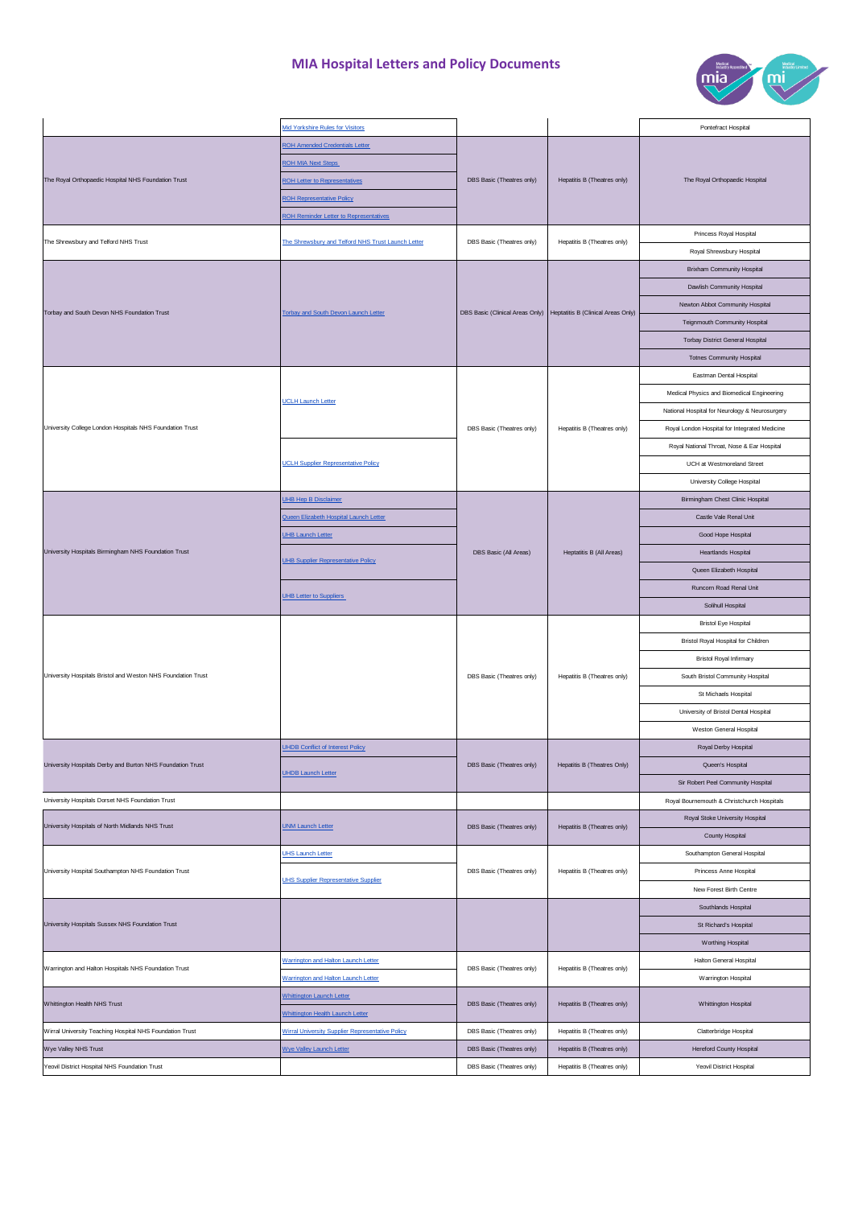# MIA Hospital Letters and Policy Documents

| | | | | |
|---|---|---|---|---|
| | Mid Yorkshire Rules for Visitors | | | Pontefract Hospital |
| The Royal Orthopaedic Hospital NHS Foundation Trust | ROH Amended Credentials Letter<br>ROH MIA Next Steps<br>ROH Letter to Representatives<br>ROH Representative Policy<br>ROH Reminder Letter to Representatives | DBS Basic (Theatres only) | Hepatitis B (Theatres only) | The Royal Orthopaedic Hospital |
| The Shrewsbury and Telford NHS Trust | The Shrewsbury and Telford NHS Trust Launch Letter | DBS Basic (Theatres only) | Hepatitis B (Theatres only) | Princess Royal Hospital<br>Royal Shrewsbury Hospital |
| Torbay and South Devon NHS Foundation Trust | Torbay and South Devon Launch Letter | DBS Basic (Clinical Areas Only) | Heptatitis B (Clinical Areas Only) | Brixham Community Hospital<br>Dawlish Community Hospital<br>Newton Abbot Community Hospital<br>Teignmouth Community Hospital<br>Torbay District General Hospital<br>Totnes Community Hospital |
| University College London Hospitals NHS Foundation Trust | UCLH Launch Letter<br>UCLH Supplier Representative Policy | DBS Basic (Theatres only) | Hepatitis B (Theatres only) | Eastman Dental Hospital<br>Medical Physics and Biomedical Engineering<br>National Hospital for Neurology & Neurosurgery<br>Royal London Hospital for Integrated Medicine<br>Royal National Throat, Nose & Ear Hospital<br>UCH at Westmoreland Street<br>University College Hospital |
| University Hospitals Birmingham NHS Foundation Trust | UHB Hep B Disclaimer<br>Queen Elizabeth Hospital Launch Letter<br>UHB Launch Letter<br>UHB Supplier Representative Policy<br>UHB Letter to Suppliers | DBS Basic (All Areas) | Heptatitis B (All Areas) | Birmingham Chest Clinic Hospital<br>Castle Vale Renal Unit<br>Good Hope Hospital<br>Heartlands Hospital<br>Queen Elizabeth Hospital<br>Runcorn Road Renal Unit<br>Solihull Hospital |
| University Hospitals Bristol and Weston NHS Foundation Trust | | DBS Basic (Theatres only) | Hepatitis B (Theatres only) | Bristol Eye Hospital<br>Bristol Royal Hospital for Children<br>Bristol Royal Infirmary<br>South Bristol Community Hospital<br>St Michaels Hospital<br>University of Bristol Dental Hospital<br>Weston General Hospital |
| University Hospitals Derby and Burton NHS Foundation Trust | UHDB Conflict of Interest Policy<br>UHDB Launch Letter | DBS Basic (Theatres only) | Hepatitis B (Theatres Only) | Royal Derby Hospital<br>Queen's Hospital<br>Sir Robert Peel Community Hospital |
| University Hospitals Dorset NHS Foundation Trust | | | | Royal Bournemouth & Christchurch Hospitals |
| University Hospitals of North Midlands NHS Trust | UNM Launch Letter | DBS Basic (Theatres only) | Hepatitis B (Theatres only) | Royal Stoke University Hospital<br>County Hospital |
| University Hospital Southampton NHS Foundation Trust | UHS Launch Letter<br>UHS Supplier Representative Supplier | DBS Basic (Theatres only) | Hepatitis B (Theatres only) | Southampton General Hospital<br>Princess Anne Hospital<br>New Forest Birth Centre |
| University Hospitals Sussex NHS Foundation Trust | | | | Southlands Hospital<br>St Richard's Hospital<br>Worthing Hospital |
| Warrington and Halton Hospitals NHS Foundation Trust | Warrington and Halton Launch Letter<br>Warrington and Halton Launch Letter | DBS Basic (Theatres only) | Hepatitis B (Theatres only) | Halton General Hospital<br>Warrington Hospital |
| Whittington Health NHS Trust | Whittington Launch Letter<br>Whittington Health Launch Letter | DBS Basic (Theatres only) | Hepatitis B (Theatres only) | Whittington Hospital |
| Wirral University Teaching Hospital NHS Foundation Trust | Wirral University Supplier Representative Policy | DBS Basic (Theatres only) | Hepatitis B (Theatres only) | Clatterbridge Hospital |
| Wye Valley NHS Trust | Wye Valley Launch Letter | DBS Basic (Theatres only) | Hepatitis B (Theatres only) | Hereford County Hospital |
| Yeovil District Hospital NHS Foundation Trust | | DBS Basic (Theatres only) | Hepatitis B (Theatres only) | Yeovil District Hospital |